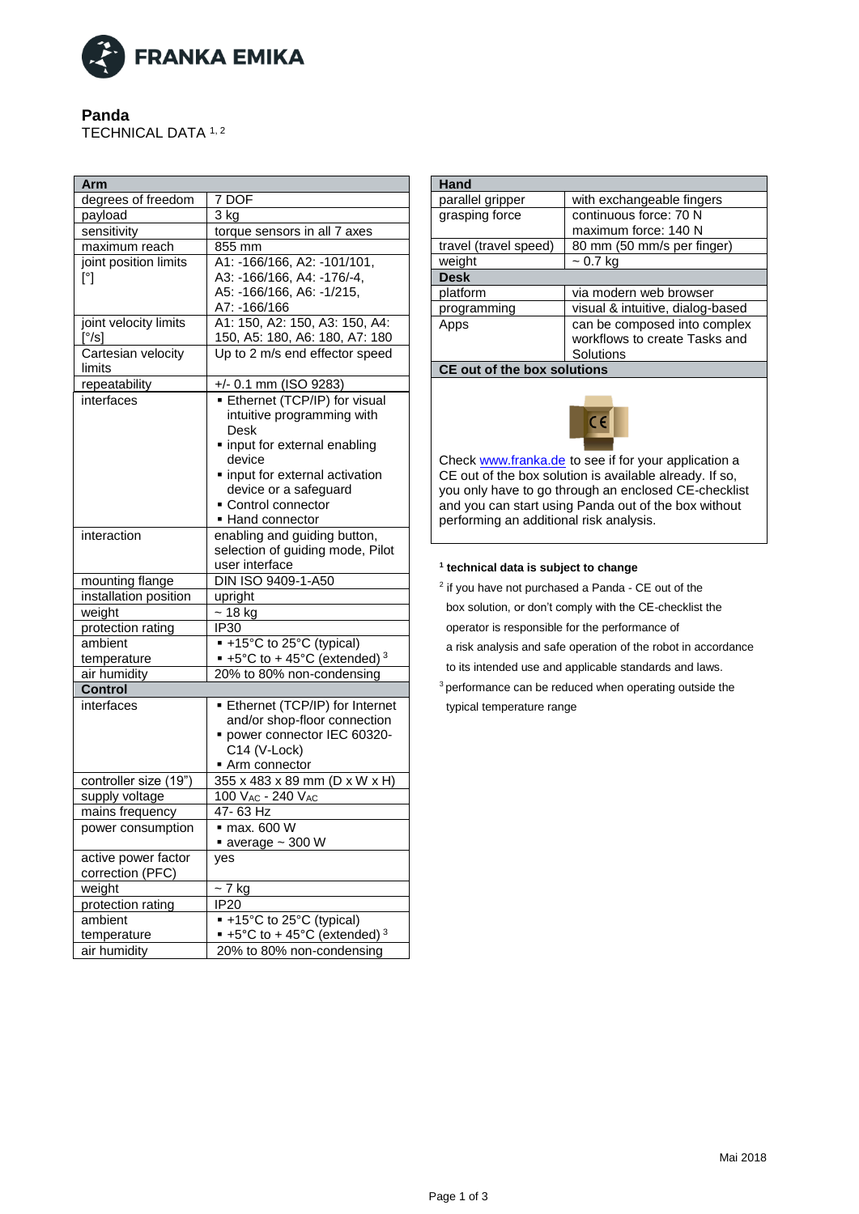# Panda

TECHNICAL DATA [1, 2]

| Arm | |
|---|---|
| degrees of freedom | 7 DOF |
| payload | 3 kg |
| sensitivity | torque sensors in all 7 axes |
| maximum reach | 855 mm |
| joint position limits [°] | A1: -166/166, A2: -101/101, A3: -166/166, A4: -176/-4, A5: -166/166, A6: -1/215, A7: -166/166 |
| joint velocity limits [°/s] | A1: 150, A2: 150, A3: 150, A4: 150, A5: 180, A6: 180, A7: 180 |
| Cartesian velocity limits | Up to 2 m/s end effector speed |
| repeatability | +/- 0.1 mm (ISO 9283) |
| interfaces | ▪ Ethernet (TCP/IP) for visual intuitive programming with Desk<br>▪ input for external enabling device<br>▪ input for external activation device or a safeguard<br>▪ Control connector<br>▪ Hand connector |
| interaction | enabling and guiding button, selection of guiding mode, Pilot user interface |
| mounting flange | DIN ISO 9409-1-A50 |
| installation position | upright |
| weight | ~ 18 kg |
| protection rating | IP30 |
| ambient temperature | ▪ +15°C to 25°C (typical)<br>▪ +5°C to + 45°C (extended) [3] |
| air humidity | 20% to 80% non-condensing |
| **Control** | |
| interfaces | ▪ Ethernet (TCP/IP) for Internet and/or shop-floor connection<br>▪ power connector IEC 60320-C14 (V-Lock)<br>▪ Arm connector |
| controller size (19") | 355 x 483 x 89 mm (D x W x H) |
| supply voltage | 100 $V_{AC}$ - 240 $V_{AC}$ |
| mains frequency | 47- 63 Hz |
| power consumption | ▪ max. 600 W<br>▪ average ~ 300 W |
| active power factor correction (PFC) | yes |
| weight | ~ 7 kg |
| protection rating | IP20 |
| ambient temperature | ▪ +15°C to 25°C (typical)<br>▪ +5°C to + 45°C (extended) [3] |
| air humidity | 20% to 80% non-condensing |

| Hand | |
|---|---|
| parallel gripper | with exchangeable fingers |
| grasping force | continuous force: 70 N<br>maximum force: 140 N |
| travel (travel speed) | 80 mm (50 mm/s per finger) |
| weight | ~ 0.7 kg |
| **Desk** | |
| platform | via modern web browser |
| programming | visual & intuitive, dialog-based |
| Apps | can be composed into complex workflows to create Tasks and Solutions |

**CE out of the box solutions**

Check www.franka.de to see if for your application a CE out of the box solution is available already. If so, you only have to go through an enclosed CE-checklist and you can start using Panda out of the box without performing an additional risk analysis.

[1] **technical data is subject to change**

[2] if you have not purchased a Panda - CE out of the box solution, or don't comply with the CE-checklist the operator is responsible for the performance of a risk analysis and safe operation of the robot in accordance to its intended use and applicable standards and laws.

[3] performance can be reduced when operating outside the typical temperature range

Mai 2018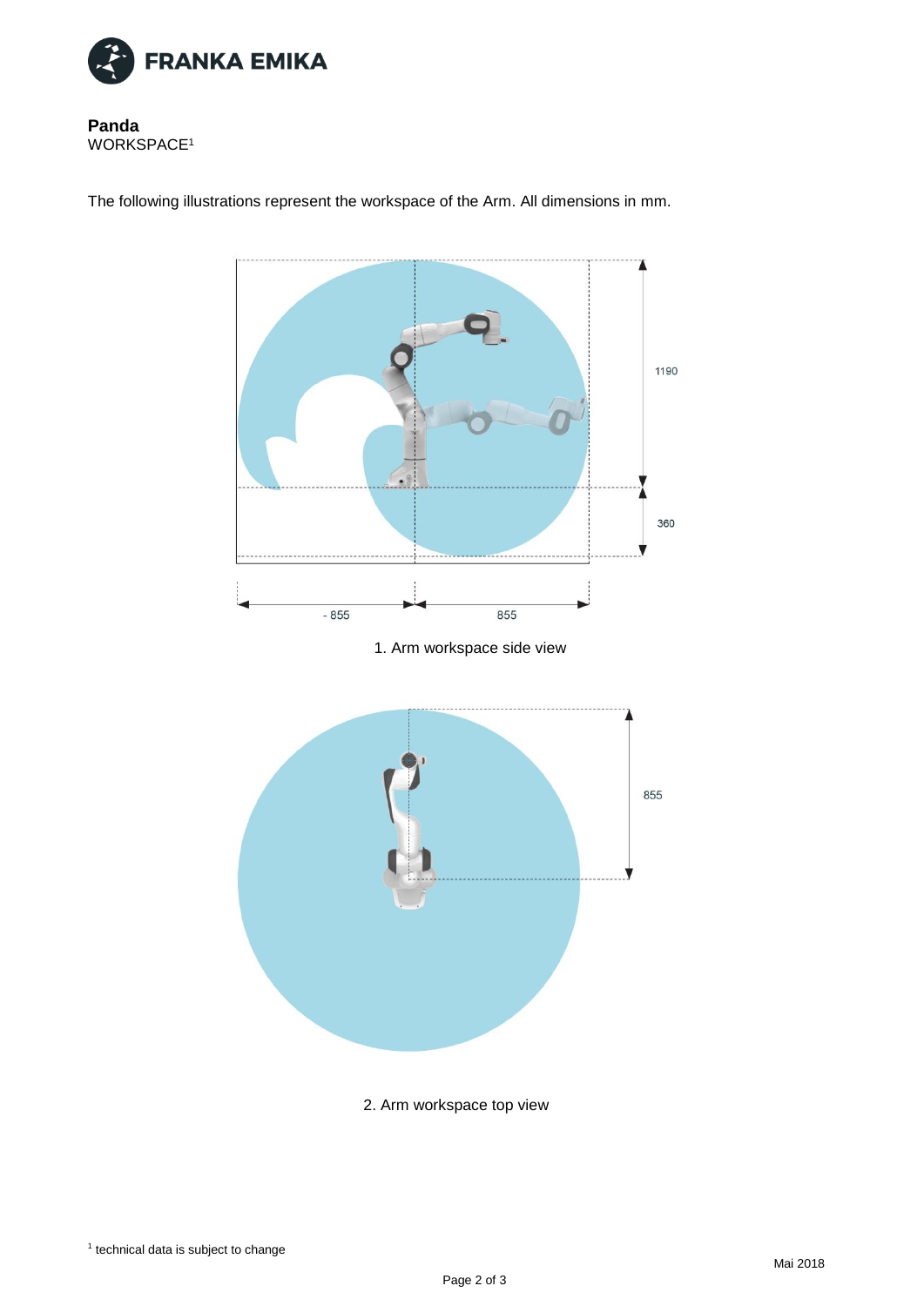**Panda**
WORKSPACE[1]

The following illustrations represent the workspace of the Arm. All dimensions in mm.

1190

360

- 855

855

1. Arm workspace side view

855

2. Arm workspace top view

[1] technical data is subject to change

Mai 2018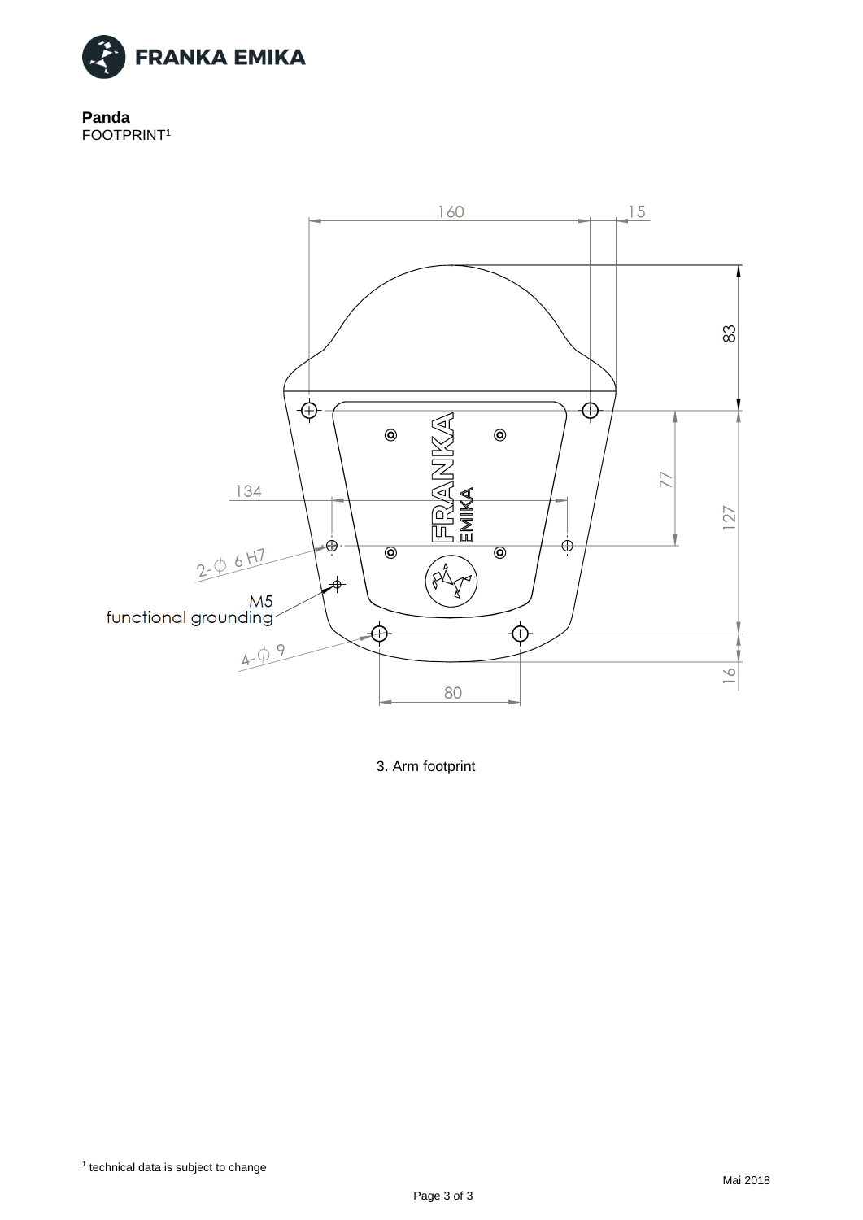**Panda**
FOOTPRINT[1]

160
15
83
77
127
134
2-Φ 6 H7
M5
functional grounding
4-Φ 9
16
80

3. Arm footprint

[1] technical data is subject to change

Mai 2018